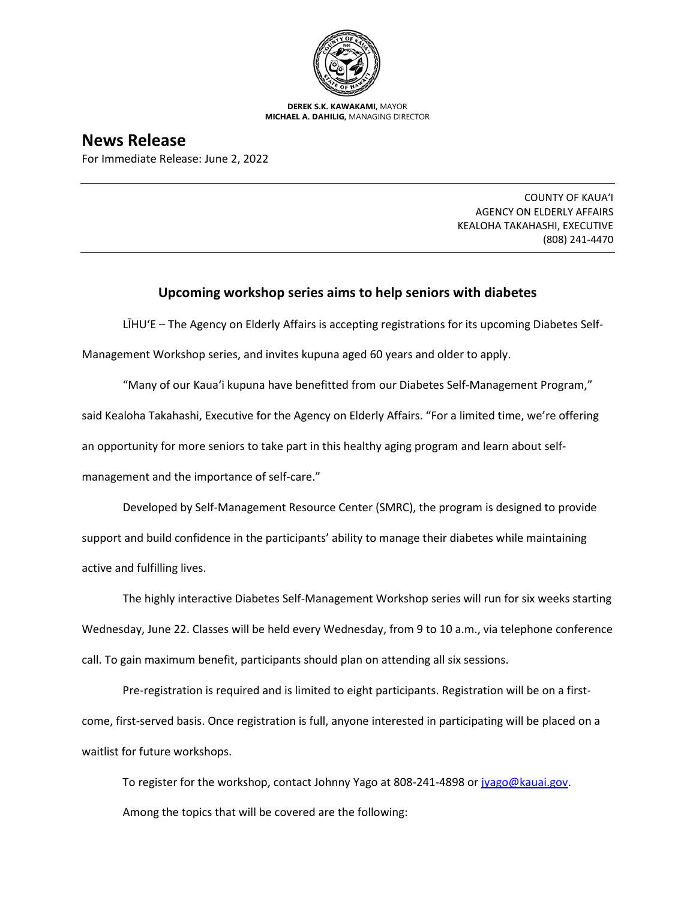**DEREK S.K. KAWAKAMI,** MAYOR
**MICHAEL A. DAHILIG,** MANAGING DIRECTOR

# News Release

For Immediate Release: June 2, 2022

COUNTY OF KAUAʻI
AGENCY ON ELDERLY AFFAIRS
KEALOHA TAKAHASHI, EXECUTIVE
(808) 241-4470

## Upcoming workshop series aims to help seniors with diabetes

LĪHUʻE – The Agency on Elderly Affairs is accepting registrations for its upcoming Diabetes Self-Management Workshop series, and invites kupuna aged 60 years and older to apply.

"Many of our Kauaʻi kupuna have benefitted from our Diabetes Self-Management Program," said Kealoha Takahashi, Executive for the Agency on Elderly Affairs. "For a limited time, we're offering an opportunity for more seniors to take part in this healthy aging program and learn about self-management and the importance of self-care."

Developed by Self-Management Resource Center (SMRC), the program is designed to provide support and build confidence in the participants' ability to manage their diabetes while maintaining active and fulfilling lives.

The highly interactive Diabetes Self-Management Workshop series will run for six weeks starting Wednesday, June 22. Classes will be held every Wednesday, from 9 to 10 a.m., via telephone conference call. To gain maximum benefit, participants should plan on attending all six sessions.

Pre-registration is required and is limited to eight participants. Registration will be on a first-come, first-served basis. Once registration is full, anyone interested in participating will be placed on a waitlist for future workshops.

To register for the workshop, contact Johnny Yago at 808-241-4898 or jyago@kauai.gov.

Among the topics that will be covered are the following: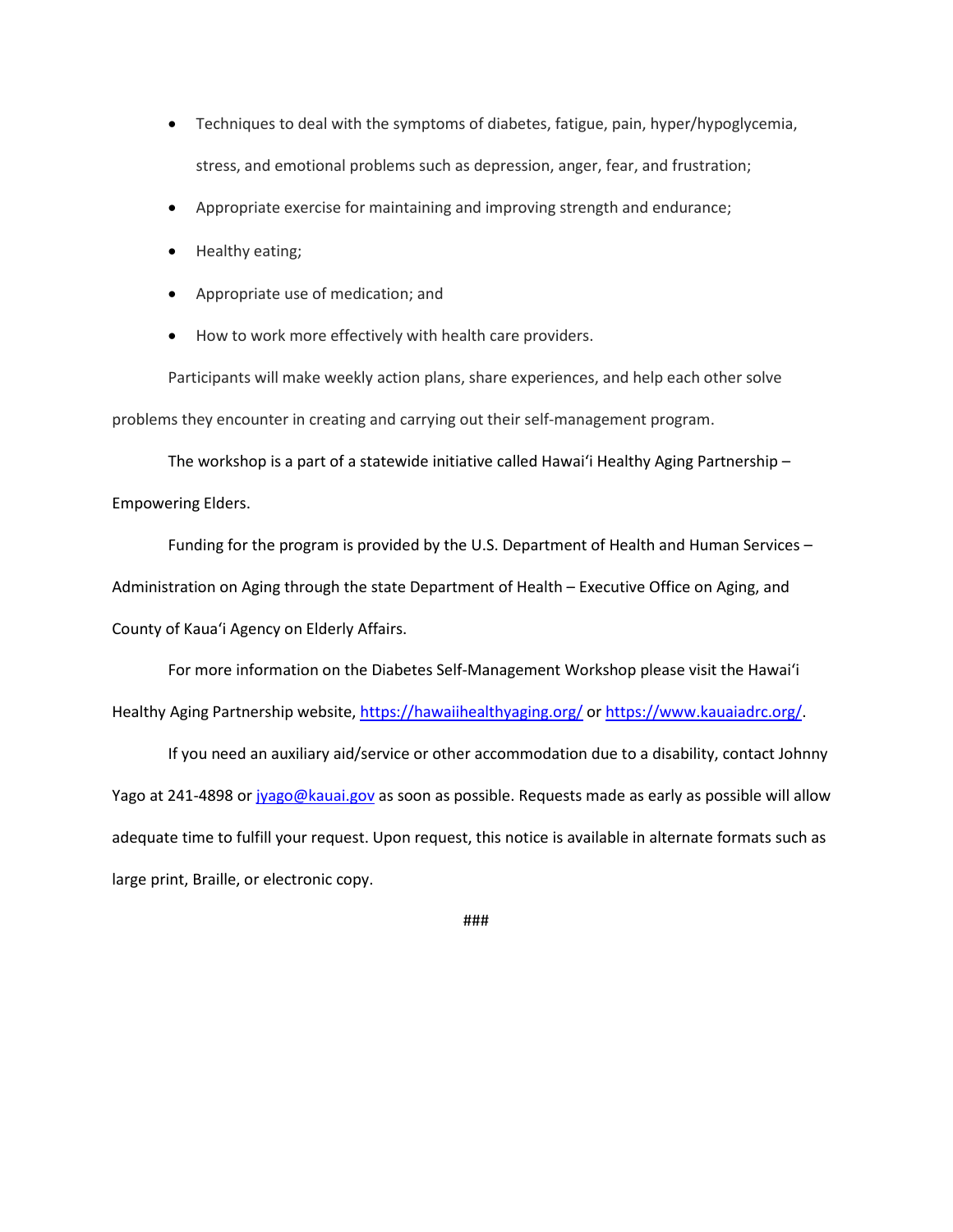- Techniques to deal with the symptoms of diabetes, fatigue, pain, hyper/hypoglycemia, stress, and emotional problems such as depression, anger, fear, and frustration;
- Appropriate exercise for maintaining and improving strength and endurance;
- Healthy eating;
- Appropriate use of medication; and
- How to work more effectively with health care providers.

Participants will make weekly action plans, share experiences, and help each other solve problems they encounter in creating and carrying out their self-management program.

The workshop is a part of a statewide initiative called Hawaiʻi Healthy Aging Partnership – Empowering Elders.

Funding for the program is provided by the U.S. Department of Health and Human Services – Administration on Aging through the state Department of Health – Executive Office on Aging, and County of Kauaʻi Agency on Elderly Affairs.

For more information on the Diabetes Self-Management Workshop please visit the Hawaiʻi Healthy Aging Partnership website, https://hawaiihealthyaging.org/ or https://www.kauaiadrc.org/.

If you need an auxiliary aid/service or other accommodation due to a disability, contact Johnny Yago at 241-4898 or jyago@kauai.gov as soon as possible. Requests made as early as possible will allow adequate time to fulfill your request. Upon request, this notice is available in alternate formats such as large print, Braille, or electronic copy.

###